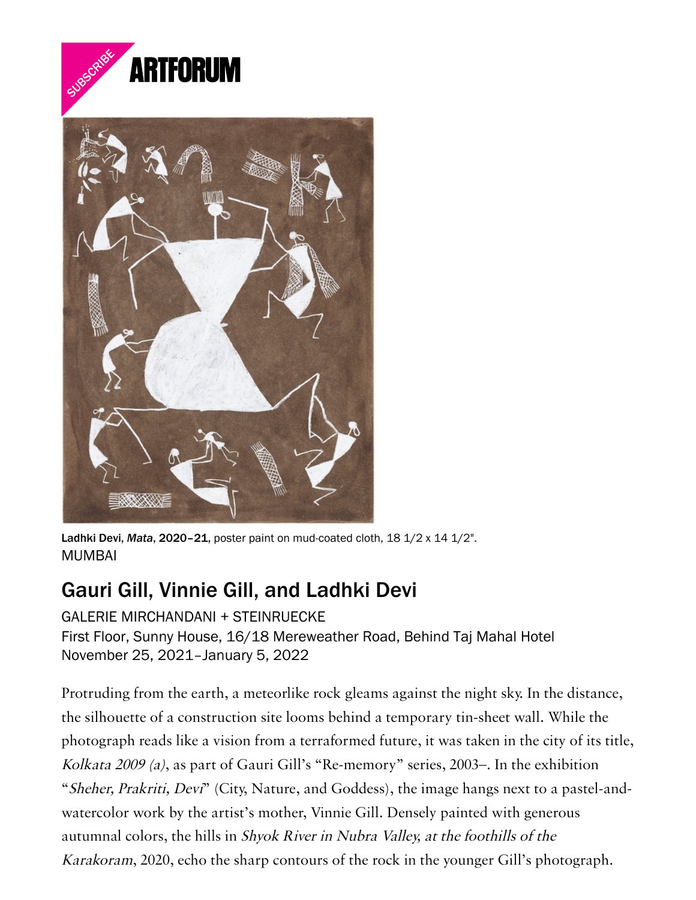Ladhki Devi, *Mata*, 2020–21, poster paint on mud-coated cloth, 18 1/2 x 14 1/2".

MUMBAI

# Gauri Gill, Vinnie Gill, and Ladhki Devi

GALERIE MIRCHANDANI + STEINRUECKE
First Floor, Sunny House, 16/18 Mereweather Road, Behind Taj Mahal Hotel
November 25, 2021–January 5, 2022

Protruding from the earth, a meteorlike rock gleams against the night sky. In the distance, the silhouette of a construction site looms behind a temporary tin-sheet wall. While the photograph reads like a vision from a terraformed future, it was taken in the city of its title, *Kolkata 2009 (a)*, as part of Gauri Gill's "Re-memory" series, 2003–. In the exhibition "*Sheher, Prakriti, Devi*" (City, Nature, and Goddess), the image hangs next to a pastel-and-watercolor work by the artist's mother, Vinnie Gill. Densely painted with generous autumnal colors, the hills in *Shyok River in Nubra Valley, at the foothills of the Karakoram*, 2020, echo the sharp contours of the rock in the younger Gill's photograph.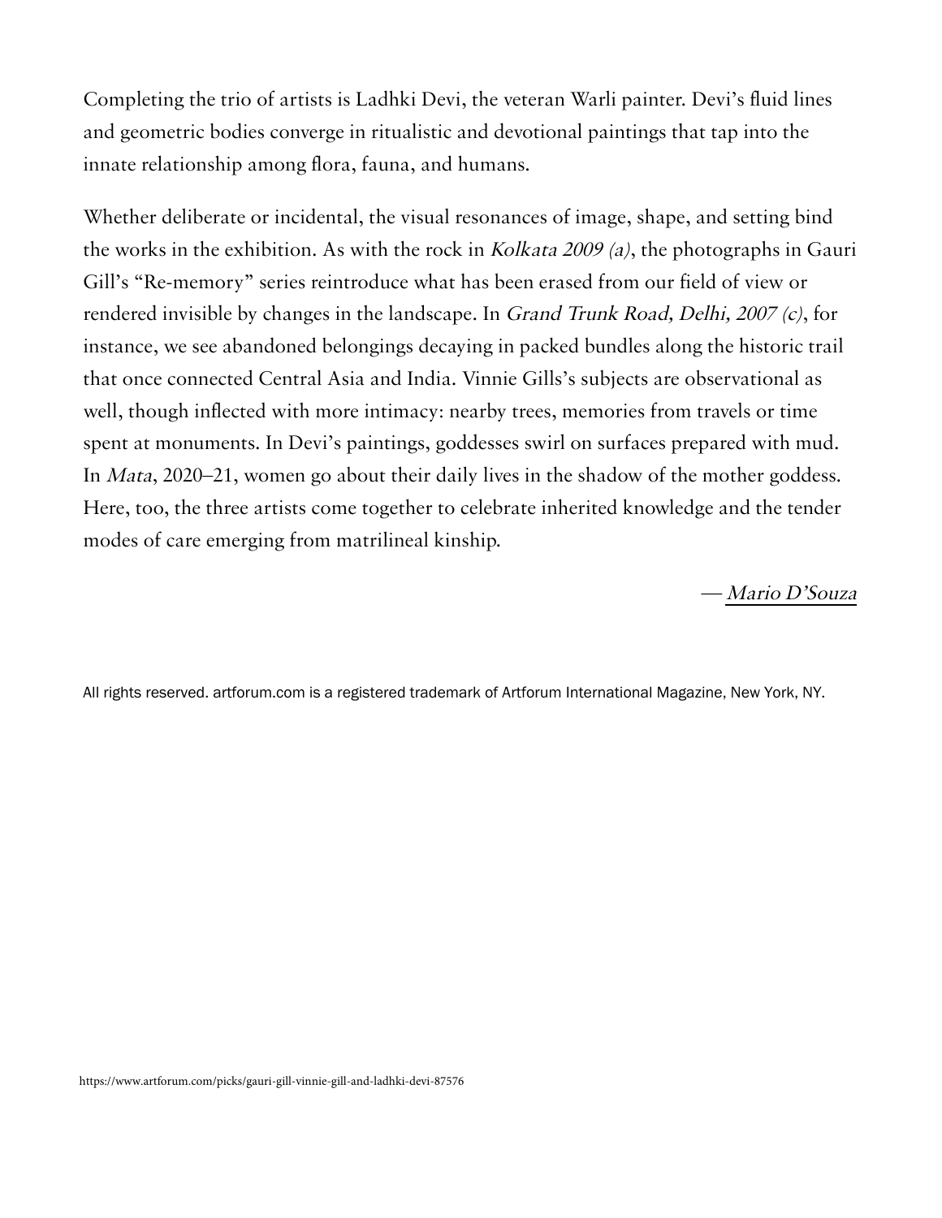Completing the trio of artists is Ladhki Devi, the veteran Warli painter. Devi's fluid lines and geometric bodies converge in ritualistic and devotional paintings that tap into the innate relationship among flora, fauna, and humans.

Whether deliberate or incidental, the visual resonances of image, shape, and setting bind the works in the exhibition. As with the rock in *Kolkata 2009 (a)*, the photographs in Gauri Gill's "Re-memory" series reintroduce what has been erased from our field of view or rendered invisible by changes in the landscape. In *Grand Trunk Road, Delhi, 2007 (c)*, for instance, we see abandoned belongings decaying in packed bundles along the historic trail that once connected Central Asia and India. Vinnie Gills's subjects are observational as well, though inflected with more intimacy: nearby trees, memories from travels or time spent at monuments. In Devi's paintings, goddesses swirl on surfaces prepared with mud. In *Mata*, 2020–21, women go about their daily lives in the shadow of the mother goddess. Here, too, the three artists come together to celebrate inherited knowledge and the tender modes of care emerging from matrilineal kinship.

— *Mario D'Souza*

All rights reserved. artforum.com is a registered trademark of Artforum International Magazine, New York, NY.